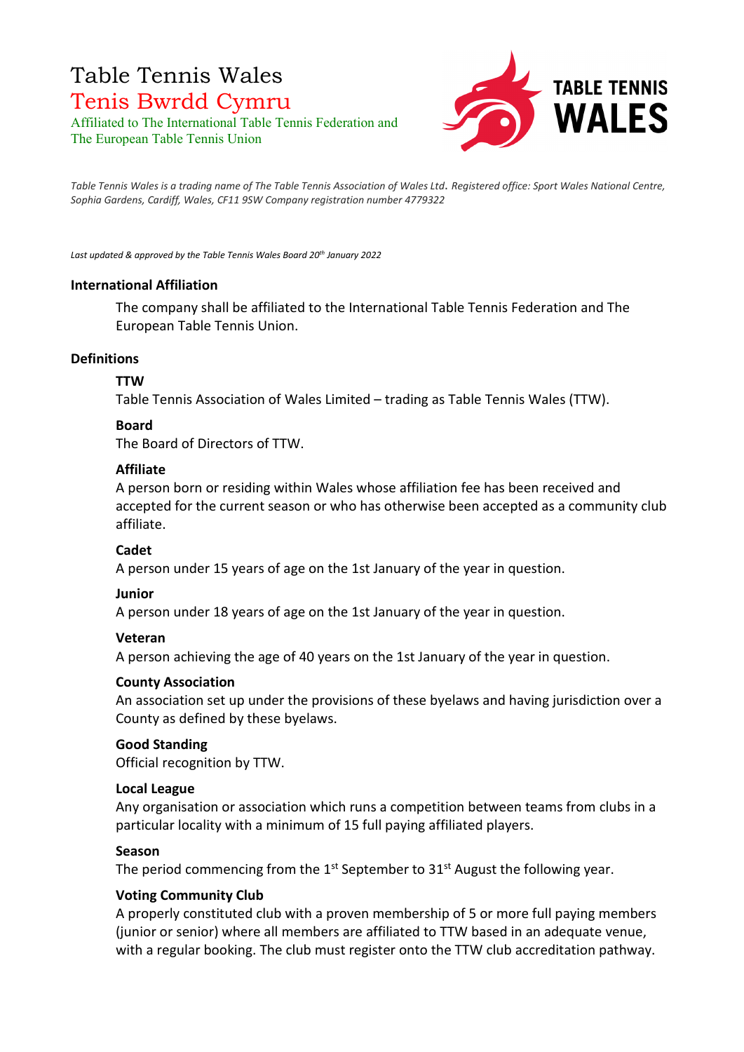# Table Tennis Wales

## Tenis Bwrdd Cymru

Affiliated to The International Table Tennis Federation and The European Table Tennis Union

*Table Tennis Wales is a trading name of The Table Tennis Association of Wales Ltd. Registered office: Sport Wales National Centre, Sophia Gardens, Cardiff, Wales, CF11 9SW Company registration number 4779322*

*Last updated & approved by the Table Tennis Wales Board 20th January 2022*

**International Affiliation**

The company shall be affiliated to the International Table Tennis Federation and The European Table Tennis Union.

**Definitions**

**TTW**
Table Tennis Association of Wales Limited – trading as Table Tennis Wales (TTW).

**Board**
The Board of Directors of TTW.

**Affiliate**
A person born or residing within Wales whose affiliation fee has been received and accepted for the current season or who has otherwise been accepted as a community club affiliate.

**Cadet**
A person under 15 years of age on the 1st January of the year in question.

**Junior**
A person under 18 years of age on the 1st January of the year in question.

**Veteran**
A person achieving the age of 40 years on the 1st January of the year in question.

**County Association**
An association set up under the provisions of these byelaws and having jurisdiction over a County as defined by these byelaws.

**Good Standing**
Official recognition by TTW.

**Local League**
Any organisation or association which runs a competition between teams from clubs in a particular locality with a minimum of 15 full paying affiliated players.

**Season**
The period commencing from the 1st September to 31st August the following year.

**Voting Community Club**
A properly constituted club with a proven membership of 5 or more full paying members (junior or senior) where all members are affiliated to TTW based in an adequate venue, with a regular booking. The club must register onto the TTW club accreditation pathway.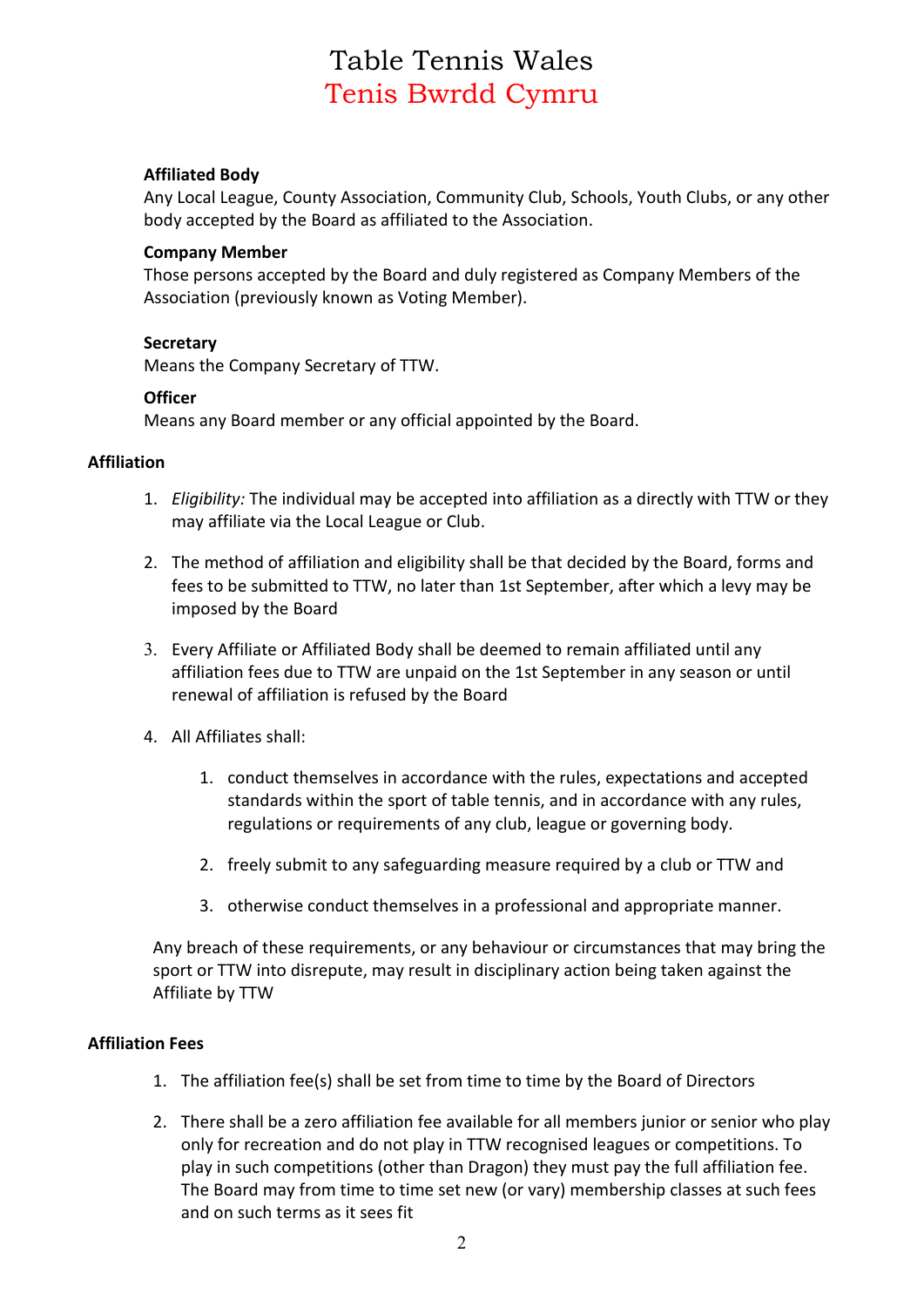# Table Tennis Wales
# Tenis Bwrdd Cymru

**Affiliated Body**
Any Local League, County Association, Community Club, Schools, Youth Clubs, or any other body accepted by the Board as affiliated to the Association.

**Company Member**
Those persons accepted by the Board and duly registered as Company Members of the Association (previously known as Voting Member).

**Secretary**
Means the Company Secretary of TTW.

**Officer**
Means any Board member or any official appointed by the Board.

## Affiliation

1. *Eligibility:* The individual may be accepted into affiliation as a directly with TTW or they may affiliate via the Local League or Club.

2. The method of affiliation and eligibility shall be that decided by the Board, forms and fees to be submitted to TTW, no later than 1st September, after which a levy may be imposed by the Board

3. Every Affiliate or Affiliated Body shall be deemed to remain affiliated until any affiliation fees due to TTW are unpaid on the 1st September in any season or until renewal of affiliation is refused by the Board

4. All Affiliates shall:

    1. conduct themselves in accordance with the rules, expectations and accepted standards within the sport of table tennis, and in accordance with any rules, regulations or requirements of any club, league or governing body.

    2. freely submit to any safeguarding measure required by a club or TTW and

    3. otherwise conduct themselves in a professional and appropriate manner.

   Any breach of these requirements, or any behaviour or circumstances that may bring the sport or TTW into disrepute, may result in disciplinary action being taken against the Affiliate by TTW

## Affiliation Fees

1. The affiliation fee(s) shall be set from time to time by the Board of Directors

2. There shall be a zero affiliation fee available for all members junior or senior who play only for recreation and do not play in TTW recognised leagues or competitions. To play in such competitions (other than Dragon) they must pay the full affiliation fee. The Board may from time to time set new (or vary) membership classes at such fees and on such terms as it sees fit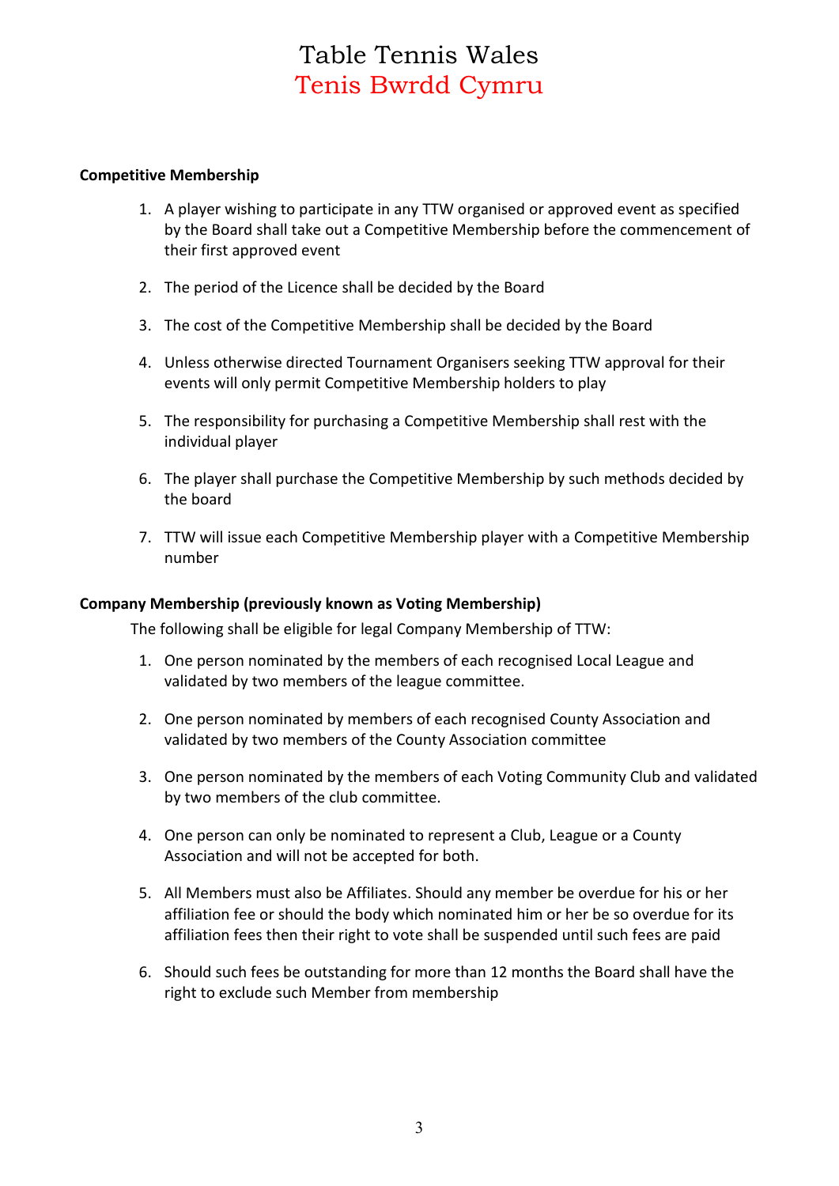**Competitive Membership**

1. A player wishing to participate in any TTW organised or approved event as specified by the Board shall take out a Competitive Membership before the commencement of their first approved event

2. The period of the Licence shall be decided by the Board

3. The cost of the Competitive Membership shall be decided by the Board

4. Unless otherwise directed Tournament Organisers seeking TTW approval for their events will only permit Competitive Membership holders to play

5. The responsibility for purchasing a Competitive Membership shall rest with the individual player

6. The player shall purchase the Competitive Membership by such methods decided by the board

7. TTW will issue each Competitive Membership player with a Competitive Membership number

**Company Membership (previously known as Voting Membership)**

The following shall be eligible for legal Company Membership of TTW:

1. One person nominated by the members of each recognised Local League and validated by two members of the league committee.

2. One person nominated by members of each recognised County Association and validated by two members of the County Association committee

3. One person nominated by the members of each Voting Community Club and validated by two members of the club committee.

4. One person can only be nominated to represent a Club, League or a County Association and will not be accepted for both.

5. All Members must also be Affiliates. Should any member be overdue for his or her affiliation fee or should the body which nominated him or her be so overdue for its affiliation fees then their right to vote shall be suspended until such fees are paid

6. Should such fees be outstanding for more than 12 months the Board shall have the right to exclude such Member from membership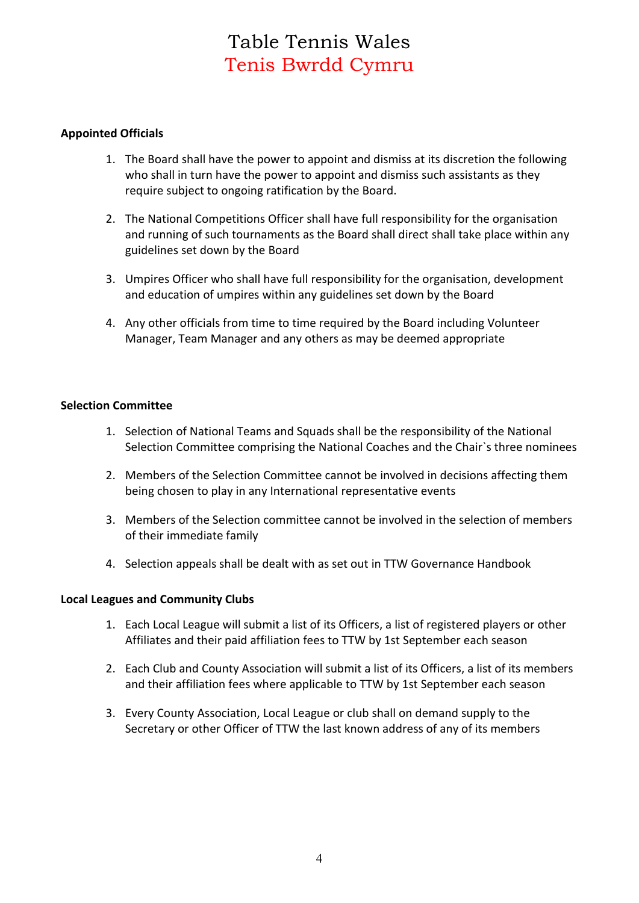## Appointed Officials

1. The Board shall have the power to appoint and dismiss at its discretion the following who shall in turn have the power to appoint and dismiss such assistants as they require subject to ongoing ratification by the Board.

2. The National Competitions Officer shall have full responsibility for the organisation and running of such tournaments as the Board shall direct shall take place within any guidelines set down by the Board

3. Umpires Officer who shall have full responsibility for the organisation, development and education of umpires within any guidelines set down by the Board

4. Any other officials from time to time required by the Board including Volunteer Manager, Team Manager and any others as may be deemed appropriate

## Selection Committee

1. Selection of National Teams and Squads shall be the responsibility of the National Selection Committee comprising the National Coaches and the Chair`s three nominees

2. Members of the Selection Committee cannot be involved in decisions affecting them being chosen to play in any International representative events

3. Members of the Selection committee cannot be involved in the selection of members of their immediate family

4. Selection appeals shall be dealt with as set out in TTW Governance Handbook

## Local Leagues and Community Clubs

1. Each Local League will submit a list of its Officers, a list of registered players or other Affiliates and their paid affiliation fees to TTW by 1st September each season

2. Each Club and County Association will submit a list of its Officers, a list of its members and their affiliation fees where applicable to TTW by 1st September each season

3. Every County Association, Local League or club shall on demand supply to the Secretary or other Officer of TTW the last known address of any of its members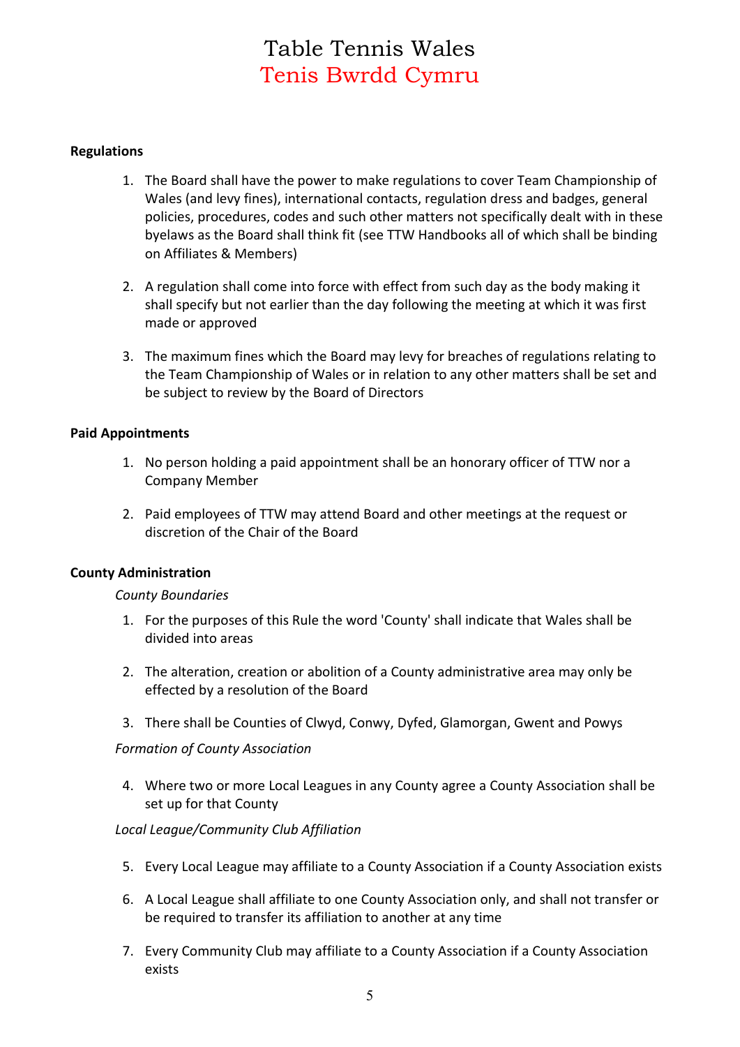## Regulations

1. The Board shall have the power to make regulations to cover Team Championship of Wales (and levy fines), international contacts, regulation dress and badges, general policies, procedures, codes and such other matters not specifically dealt with in these byelaws as the Board shall think fit (see TTW Handbooks all of which shall be binding on Affiliates & Members)

2. A regulation shall come into force with effect from such day as the body making it shall specify but not earlier than the day following the meeting at which it was first made or approved

3. The maximum fines which the Board may levy for breaches of regulations relating to the Team Championship of Wales or in relation to any other matters shall be set and be subject to review by the Board of Directors

## Paid Appointments

1. No person holding a paid appointment shall be an honorary officer of TTW nor a Company Member

2. Paid employees of TTW may attend Board and other meetings at the request or discretion of the Chair of the Board

## County Administration

*County Boundaries*

1. For the purposes of this Rule the word 'County' shall indicate that Wales shall be divided into areas

2. The alteration, creation or abolition of a County administrative area may only be effected by a resolution of the Board

3. There shall be Counties of Clwyd, Conwy, Dyfed, Glamorgan, Gwent and Powys

*Formation of County Association*

4. Where two or more Local Leagues in any County agree a County Association shall be set up for that County

*Local League/Community Club Affiliation*

5. Every Local League may affiliate to a County Association if a County Association exists

6. A Local League shall affiliate to one County Association only, and shall not transfer or be required to transfer its affiliation to another at any time

7. Every Community Club may affiliate to a County Association if a County Association exists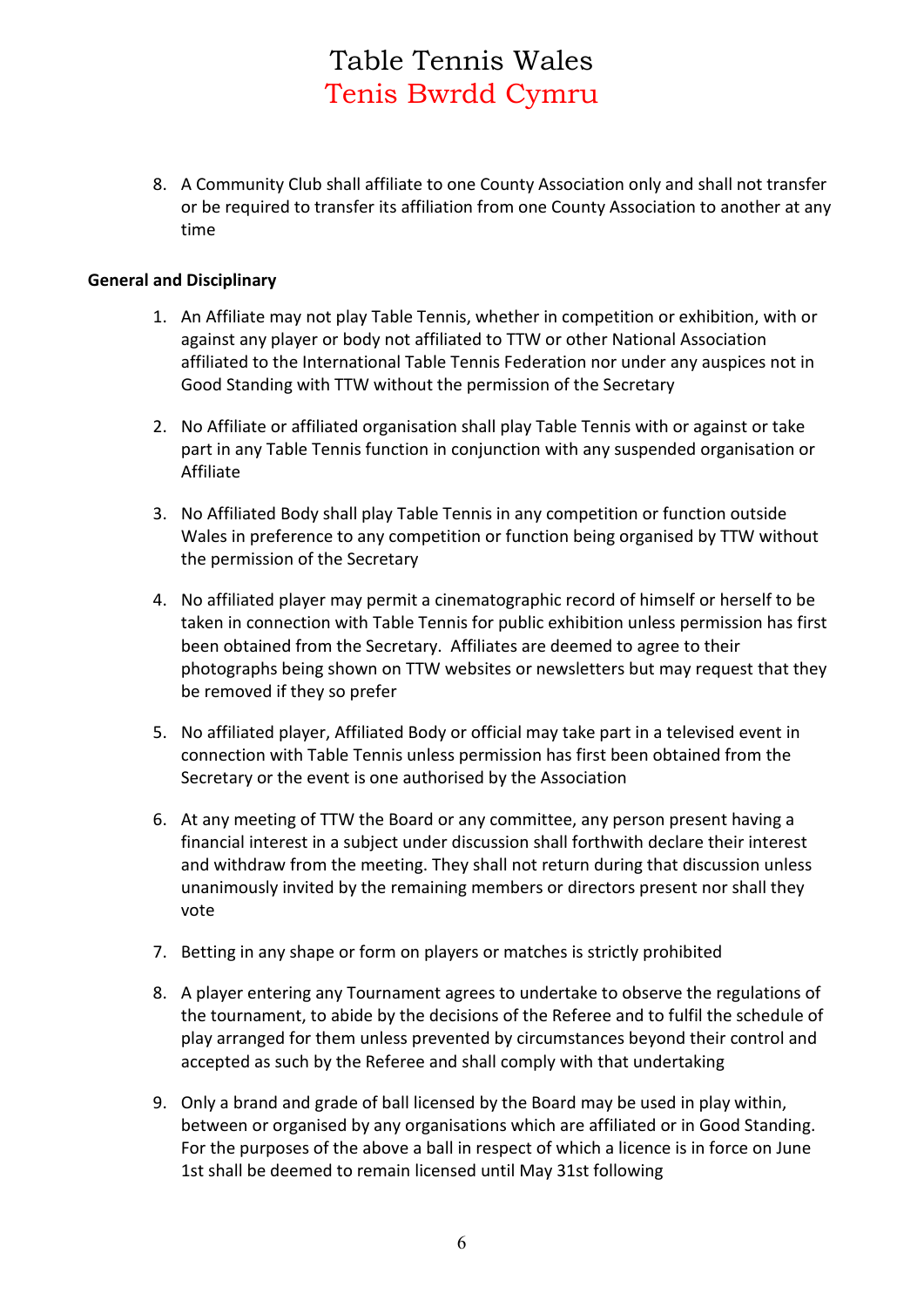8. A Community Club shall affiliate to one County Association only and shall not transfer or be required to transfer its affiliation from one County Association to another at any time

**General and Disciplinary**

1. An Affiliate may not play Table Tennis, whether in competition or exhibition, with or against any player or body not affiliated to TTW or other National Association affiliated to the International Table Tennis Federation nor under any auspices not in Good Standing with TTW without the permission of the Secretary

2. No Affiliate or affiliated organisation shall play Table Tennis with or against or take part in any Table Tennis function in conjunction with any suspended organisation or Affiliate

3. No Affiliated Body shall play Table Tennis in any competition or function outside Wales in preference to any competition or function being organised by TTW without the permission of the Secretary

4. No affiliated player may permit a cinematographic record of himself or herself to be taken in connection with Table Tennis for public exhibition unless permission has first been obtained from the Secretary. Affiliates are deemed to agree to their photographs being shown on TTW websites or newsletters but may request that they be removed if they so prefer

5. No affiliated player, Affiliated Body or official may take part in a televised event in connection with Table Tennis unless permission has first been obtained from the Secretary or the event is one authorised by the Association

6. At any meeting of TTW the Board or any committee, any person present having a financial interest in a subject under discussion shall forthwith declare their interest and withdraw from the meeting. They shall not return during that discussion unless unanimously invited by the remaining members or directors present nor shall they vote

7. Betting in any shape or form on players or matches is strictly prohibited

8. A player entering any Tournament agrees to undertake to observe the regulations of the tournament, to abide by the decisions of the Referee and to fulfil the schedule of play arranged for them unless prevented by circumstances beyond their control and accepted as such by the Referee and shall comply with that undertaking

9. Only a brand and grade of ball licensed by the Board may be used in play within, between or organised by any organisations which are affiliated or in Good Standing. For the purposes of the above a ball in respect of which a licence is in force on June 1st shall be deemed to remain licensed until May 31st following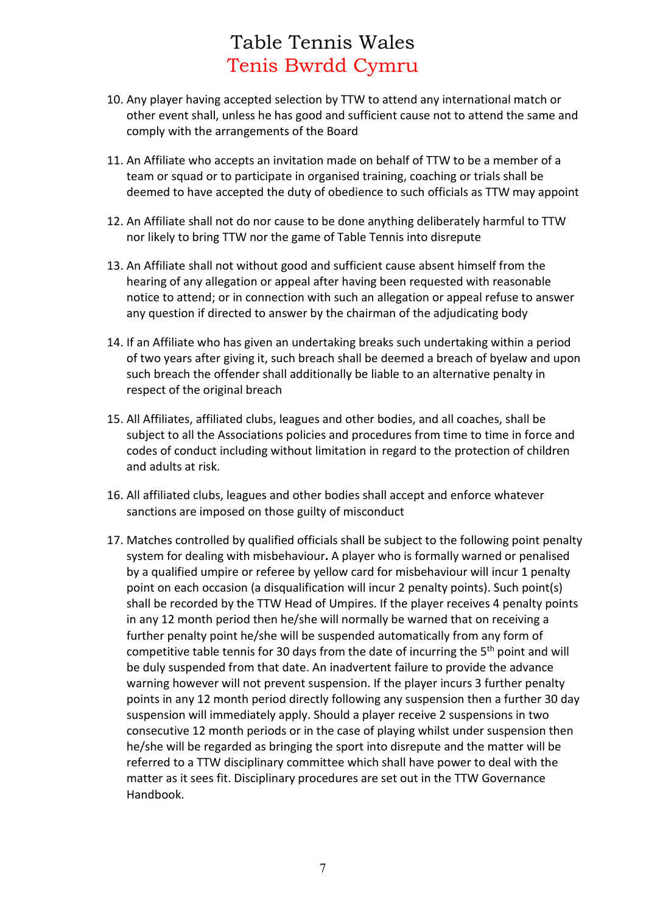10. Any player having accepted selection by TTW to attend any international match or other event shall, unless he has good and sufficient cause not to attend the same and comply with the arrangements of the Board

11. An Affiliate who accepts an invitation made on behalf of TTW to be a member of a team or squad or to participate in organised training, coaching or trials shall be deemed to have accepted the duty of obedience to such officials as TTW may appoint

12. An Affiliate shall not do nor cause to be done anything deliberately harmful to TTW nor likely to bring TTW nor the game of Table Tennis into disrepute

13. An Affiliate shall not without good and sufficient cause absent himself from the hearing of any allegation or appeal after having been requested with reasonable notice to attend; or in connection with such an allegation or appeal refuse to answer any question if directed to answer by the chairman of the adjudicating body

14. If an Affiliate who has given an undertaking breaks such undertaking within a period of two years after giving it, such breach shall be deemed a breach of byelaw and upon such breach the offender shall additionally be liable to an alternative penalty in respect of the original breach

15. All Affiliates, affiliated clubs, leagues and other bodies, and all coaches, shall be subject to all the Associations policies and procedures from time to time in force and codes of conduct including without limitation in regard to the protection of children and adults at risk.

16. All affiliated clubs, leagues and other bodies shall accept and enforce whatever sanctions are imposed on those guilty of misconduct

17. Matches controlled by qualified officials shall be subject to the following point penalty system for dealing with misbehaviour**.** A player who is formally warned or penalised by a qualified umpire or referee by yellow card for misbehaviour will incur 1 penalty point on each occasion (a disqualification will incur 2 penalty points). Such point(s) shall be recorded by the TTW Head of Umpires. If the player receives 4 penalty points in any 12 month period then he/she will normally be warned that on receiving a further penalty point he/she will be suspended automatically from any form of competitive table tennis for 30 days from the date of incurring the 5th point and will be duly suspended from that date. An inadvertent failure to provide the advance warning however will not prevent suspension. If the player incurs 3 further penalty points in any 12 month period directly following any suspension then a further 30 day suspension will immediately apply. Should a player receive 2 suspensions in two consecutive 12 month periods or in the case of playing whilst under suspension then he/she will be regarded as bringing the sport into disrepute and the matter will be referred to a TTW disciplinary committee which shall have power to deal with the matter as it sees fit. Disciplinary procedures are set out in the TTW Governance Handbook.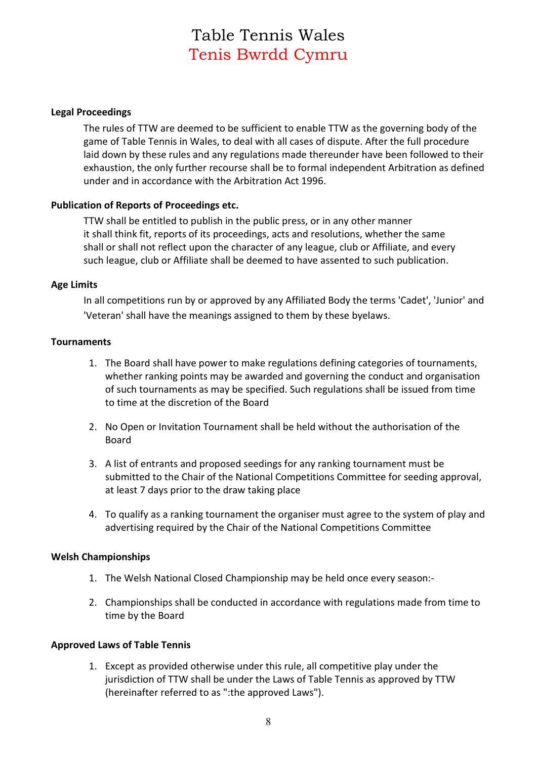# Table Tennis Wales
# Tenis Bwrdd Cymru

**Legal Proceedings**

The rules of TTW are deemed to be sufficient to enable TTW as the governing body of the game of Table Tennis in Wales, to deal with all cases of dispute. After the full procedure laid down by these rules and any regulations made thereunder have been followed to their exhaustion, the only further recourse shall be to formal independent Arbitration as defined under and in accordance with the Arbitration Act 1996.

**Publication of Reports of Proceedings etc.**

TTW shall be entitled to publish in the public press, or in any other manner it shall think fit, reports of its proceedings, acts and resolutions, whether the same shall or shall not reflect upon the character of any league, club or Affiliate, and every such league, club or Affiliate shall be deemed to have assented to such publication.

**Age Limits**

In all competitions run by or approved by any Affiliated Body the terms 'Cadet', 'Junior' and 'Veteran' shall have the meanings assigned to them by these byelaws.

**Tournaments**

1. The Board shall have power to make regulations defining categories of tournaments, whether ranking points may be awarded and governing the conduct and organisation of such tournaments as may be specified. Such regulations shall be issued from time to time at the discretion of the Board

2. No Open or Invitation Tournament shall be held without the authorisation of the Board

3. A list of entrants and proposed seedings for any ranking tournament must be submitted to the Chair of the National Competitions Committee for seeding approval, at least 7 days prior to the draw taking place

4. To qualify as a ranking tournament the organiser must agree to the system of play and advertising required by the Chair of the National Competitions Committee

**Welsh Championships**

1. The Welsh National Closed Championship may be held once every season:-

2. Championships shall be conducted in accordance with regulations made from time to time by the Board

**Approved Laws of Table Tennis**

1. Except as provided otherwise under this rule, all competitive play under the jurisdiction of TTW shall be under the Laws of Table Tennis as approved by TTW (hereinafter referred to as ":the approved Laws").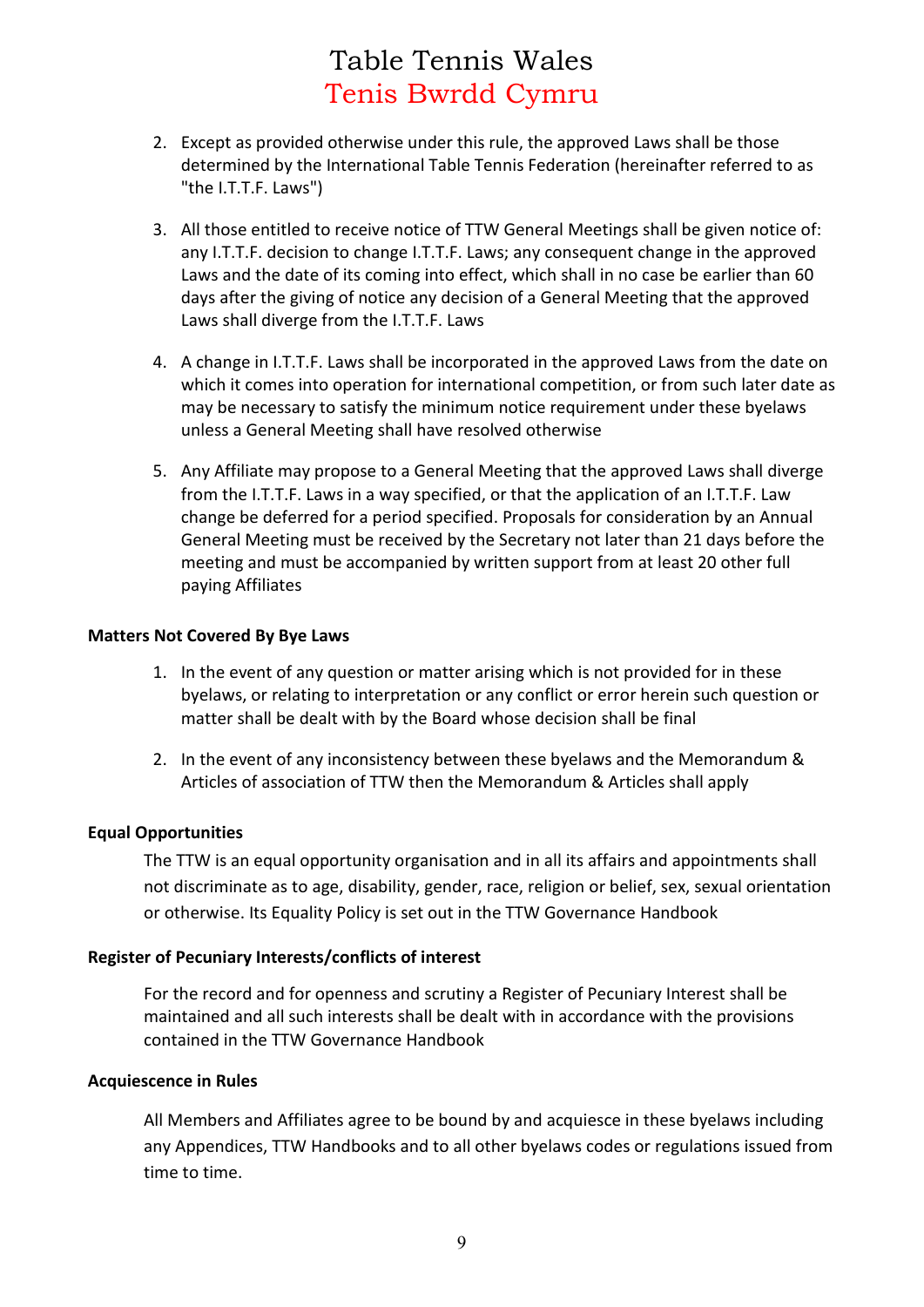2. Except as provided otherwise under this rule, the approved Laws shall be those determined by the International Table Tennis Federation (hereinafter referred to as "the I.T.T.F. Laws")

3. All those entitled to receive notice of TTW General Meetings shall be given notice of: any I.T.T.F. decision to change I.T.T.F. Laws; any consequent change in the approved Laws and the date of its coming into effect, which shall in no case be earlier than 60 days after the giving of notice any decision of a General Meeting that the approved Laws shall diverge from the I.T.T.F. Laws

4. A change in I.T.T.F. Laws shall be incorporated in the approved Laws from the date on which it comes into operation for international competition, or from such later date as may be necessary to satisfy the minimum notice requirement under these byelaws unless a General Meeting shall have resolved otherwise

5. Any Affiliate may propose to a General Meeting that the approved Laws shall diverge from the I.T.T.F. Laws in a way specified, or that the application of an I.T.T.F. Law change be deferred for a period specified. Proposals for consideration by an Annual General Meeting must be received by the Secretary not later than 21 days before the meeting and must be accompanied by written support from at least 20 other full paying Affiliates

**Matters Not Covered By Bye Laws**

1. In the event of any question or matter arising which is not provided for in these byelaws, or relating to interpretation or any conflict or error herein such question or matter shall be dealt with by the Board whose decision shall be final

2. In the event of any inconsistency between these byelaws and the Memorandum & Articles of association of TTW then the Memorandum & Articles shall apply

**Equal Opportunities**

The TTW is an equal opportunity organisation and in all its affairs and appointments shall not discriminate as to age, disability, gender, race, religion or belief, sex, sexual orientation or otherwise. Its Equality Policy is set out in the TTW Governance Handbook

**Register of Pecuniary Interests/conflicts of interest**

For the record and for openness and scrutiny a Register of Pecuniary Interest shall be maintained and all such interests shall be dealt with in accordance with the provisions contained in the TTW Governance Handbook

**Acquiescence in Rules**

All Members and Affiliates agree to be bound by and acquiesce in these byelaws including any Appendices, TTW Handbooks and to all other byelaws codes or regulations issued from time to time.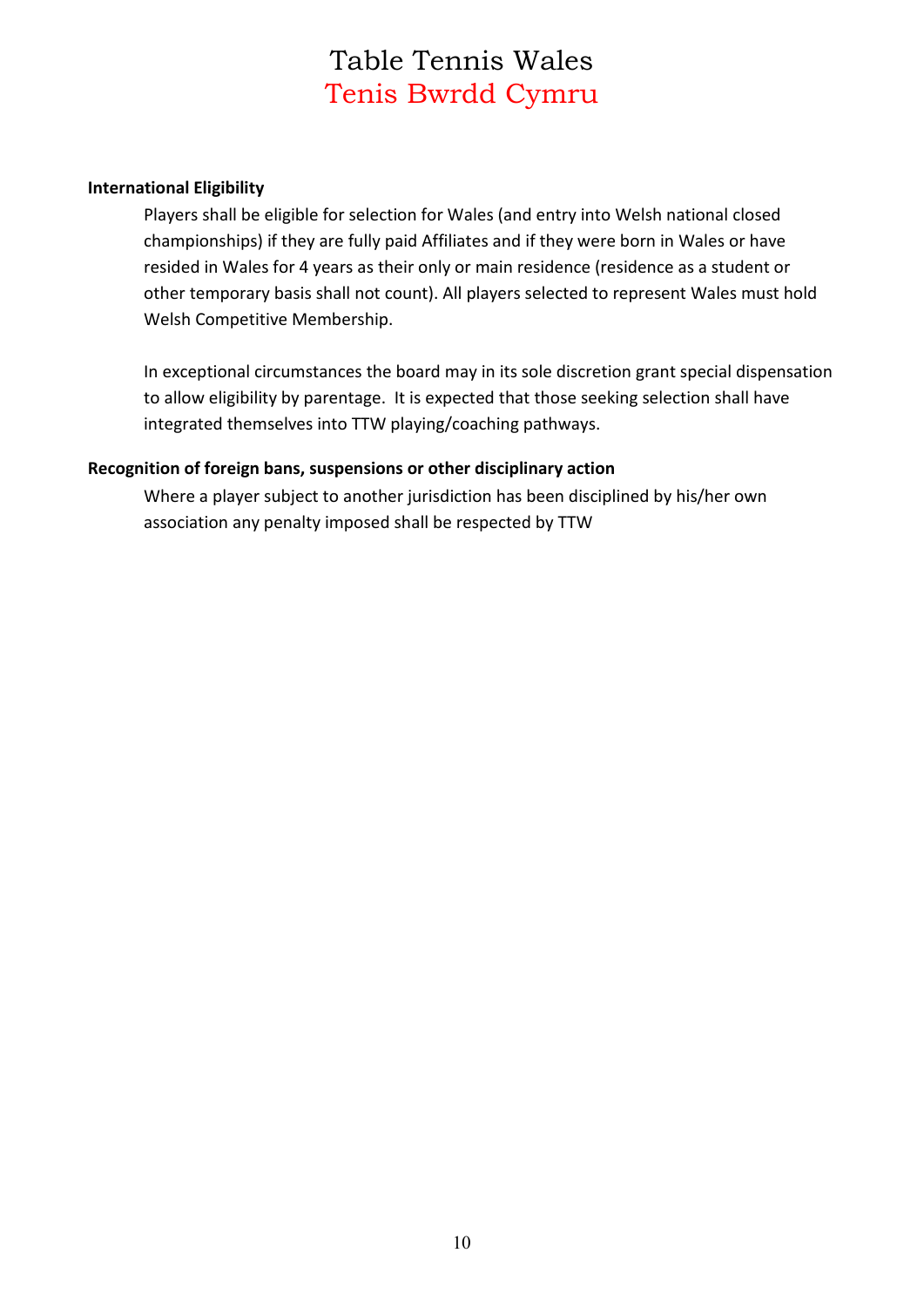**International Eligibility**

Players shall be eligible for selection for Wales (and entry into Welsh national closed championships) if they are fully paid Affiliates and if they were born in Wales or have resided in Wales for 4 years as their only or main residence (residence as a student or other temporary basis shall not count). All players selected to represent Wales must hold Welsh Competitive Membership.

In exceptional circumstances the board may in its sole discretion grant special dispensation to allow eligibility by parentage. It is expected that those seeking selection shall have integrated themselves into TTW playing/coaching pathways.

**Recognition of foreign bans, suspensions or other disciplinary action**

Where a player subject to another jurisdiction has been disciplined by his/her own association any penalty imposed shall be respected by TTW